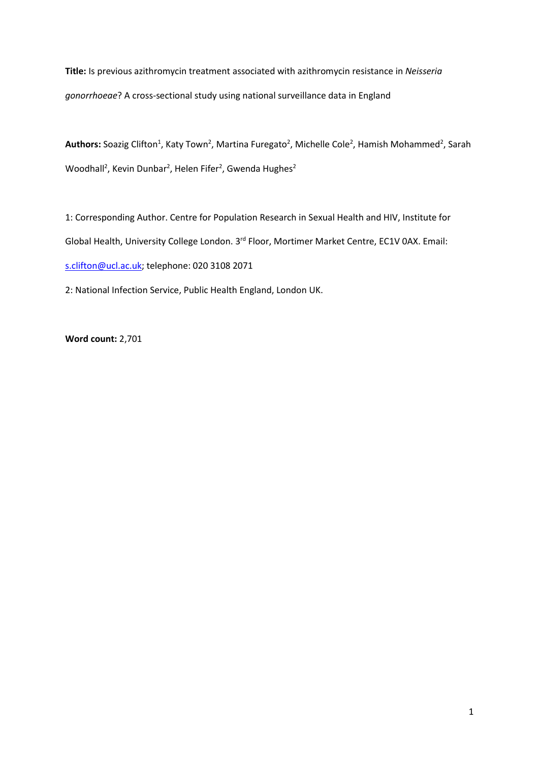**Title:** Is previous azithromycin treatment associated with azithromycin resistance in *Neisseria gonorrhoeae*? A cross-sectional study using national surveillance data in England

**Authors:** Soazig Clifton[1], Katy Town[2], Martina Furegato[2], Michelle Cole[2], Hamish Mohammed[2], Sarah Woodhall[2], Kevin Dunbar[2], Helen Fifer[2], Gwenda Hughes[2]

1: Corresponding Author. Centre for Population Research in Sexual Health and HIV, Institute for Global Health, University College London. 3rd Floor, Mortimer Market Centre, EC1V 0AX. Email: s.clifton@ucl.ac.uk; telephone: 020 3108 2071

2: National Infection Service, Public Health England, London UK.

**Word count:** 2,701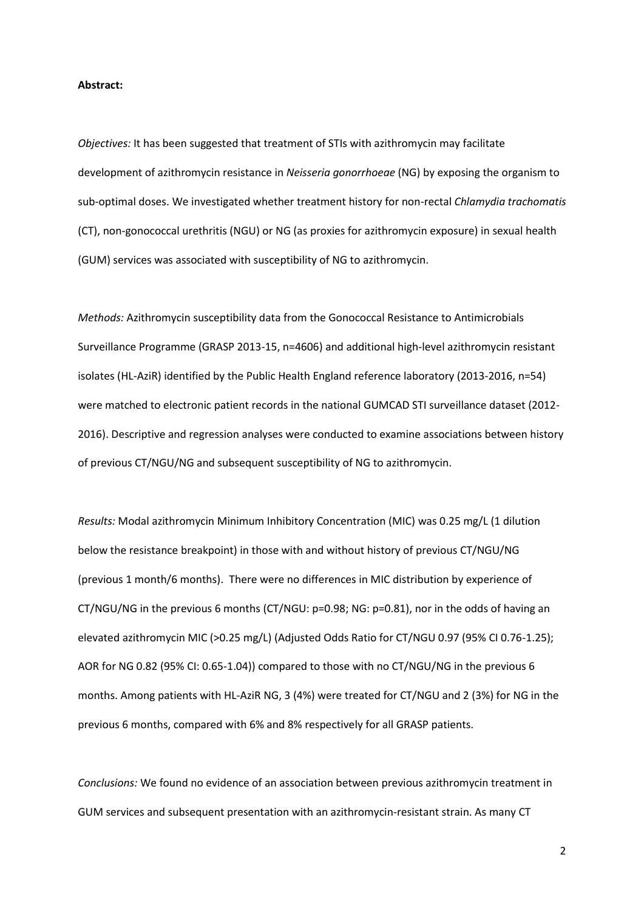**Abstract:**

*Objectives:* It has been suggested that treatment of STIs with azithromycin may facilitate development of azithromycin resistance in *Neisseria gonorrhoeae* (NG) by exposing the organism to sub-optimal doses. We investigated whether treatment history for non-rectal *Chlamydia trachomatis* (CT), non-gonococcal urethritis (NGU) or NG (as proxies for azithromycin exposure) in sexual health (GUM) services was associated with susceptibility of NG to azithromycin.

*Methods:* Azithromycin susceptibility data from the Gonococcal Resistance to Antimicrobials Surveillance Programme (GRASP 2013-15, n=4606) and additional high-level azithromycin resistant isolates (HL-AziR) identified by the Public Health England reference laboratory (2013-2016, n=54) were matched to electronic patient records in the national GUMCAD STI surveillance dataset (2012-2016). Descriptive and regression analyses were conducted to examine associations between history of previous CT/NGU/NG and subsequent susceptibility of NG to azithromycin.

*Results:* Modal azithromycin Minimum Inhibitory Concentration (MIC) was 0.25 mg/L (1 dilution below the resistance breakpoint) in those with and without history of previous CT/NGU/NG (previous 1 month/6 months). There were no differences in MIC distribution by experience of CT/NGU/NG in the previous 6 months (CT/NGU: p=0.98; NG: p=0.81), nor in the odds of having an elevated azithromycin MIC (>0.25 mg/L) (Adjusted Odds Ratio for CT/NGU 0.97 (95% CI 0.76-1.25); AOR for NG 0.82 (95% CI: 0.65-1.04)) compared to those with no CT/NGU/NG in the previous 6 months. Among patients with HL-AziR NG, 3 (4%) were treated for CT/NGU and 2 (3%) for NG in the previous 6 months, compared with 6% and 8% respectively for all GRASP patients.

*Conclusions:* We found no evidence of an association between previous azithromycin treatment in GUM services and subsequent presentation with an azithromycin-resistant strain. As many CT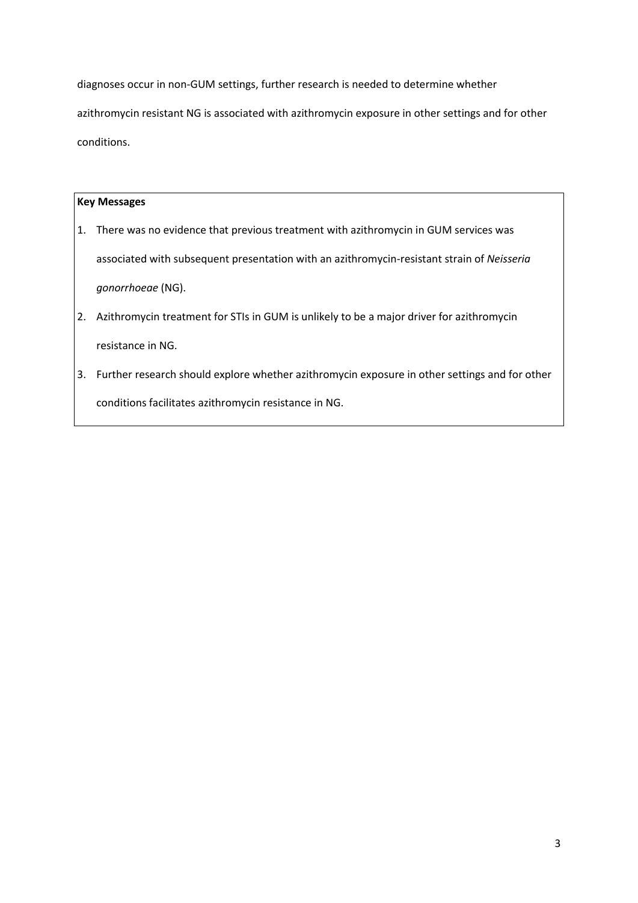diagnoses occur in non-GUM settings, further research is needed to determine whether azithromycin resistant NG is associated with azithromycin exposure in other settings and for other conditions.

**Key Messages**

1. There was no evidence that previous treatment with azithromycin in GUM services was associated with subsequent presentation with an azithromycin-resistant strain of *Neisseria gonorrhoeae* (NG).
2. Azithromycin treatment for STIs in GUM is unlikely to be a major driver for azithromycin resistance in NG.
3. Further research should explore whether azithromycin exposure in other settings and for other conditions facilitates azithromycin resistance in NG.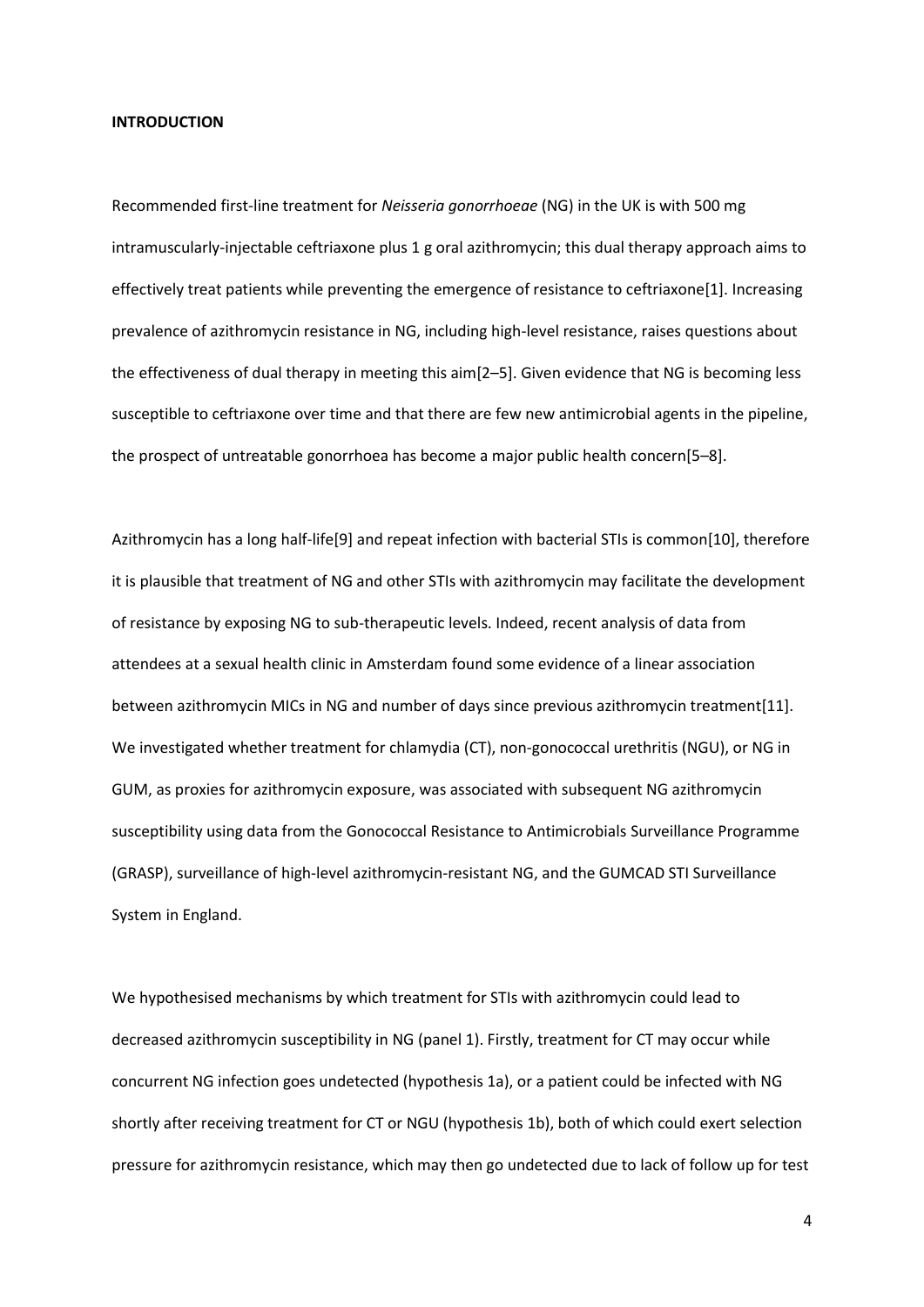**INTRODUCTION**

Recommended first-line treatment for *Neisseria gonorrhoeae* (NG) in the UK is with 500 mg intramuscularly-injectable ceftriaxone plus 1 g oral azithromycin; this dual therapy approach aims to effectively treat patients while preventing the emergence of resistance to ceftriaxone[1]. Increasing prevalence of azithromycin resistance in NG, including high-level resistance, raises questions about the effectiveness of dual therapy in meeting this aim[2–5]. Given evidence that NG is becoming less susceptible to ceftriaxone over time and that there are few new antimicrobial agents in the pipeline, the prospect of untreatable gonorrhoea has become a major public health concern[5–8].

Azithromycin has a long half-life[9] and repeat infection with bacterial STIs is common[10], therefore it is plausible that treatment of NG and other STIs with azithromycin may facilitate the development of resistance by exposing NG to sub-therapeutic levels. Indeed, recent analysis of data from attendees at a sexual health clinic in Amsterdam found some evidence of a linear association between azithromycin MICs in NG and number of days since previous azithromycin treatment[11]. We investigated whether treatment for chlamydia (CT), non-gonococcal urethritis (NGU), or NG in GUM, as proxies for azithromycin exposure, was associated with subsequent NG azithromycin susceptibility using data from the Gonococcal Resistance to Antimicrobials Surveillance Programme (GRASP), surveillance of high-level azithromycin-resistant NG, and the GUMCAD STI Surveillance System in England.

We hypothesised mechanisms by which treatment for STIs with azithromycin could lead to decreased azithromycin susceptibility in NG (panel 1). Firstly, treatment for CT may occur while concurrent NG infection goes undetected (hypothesis 1a), or a patient could be infected with NG shortly after receiving treatment for CT or NGU (hypothesis 1b), both of which could exert selection pressure for azithromycin resistance, which may then go undetected due to lack of follow up for test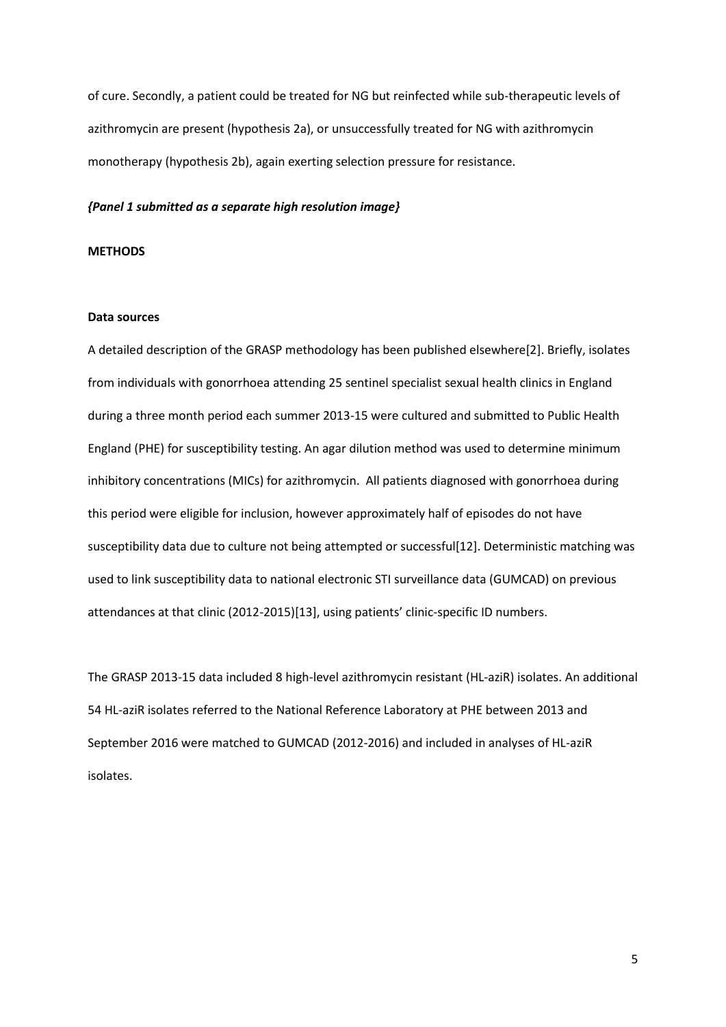of cure. Secondly, a patient could be treated for NG but reinfected while sub-therapeutic levels of azithromycin are present (hypothesis 2a), or unsuccessfully treated for NG with azithromycin monotherapy (hypothesis 2b), again exerting selection pressure for resistance.

*{Panel 1 submitted as a separate high resolution image}*

**METHODS**

**Data sources**

A detailed description of the GRASP methodology has been published elsewhere[2]. Briefly, isolates from individuals with gonorrhoea attending 25 sentinel specialist sexual health clinics in England during a three month period each summer 2013-15 were cultured and submitted to Public Health England (PHE) for susceptibility testing. An agar dilution method was used to determine minimum inhibitory concentrations (MICs) for azithromycin. All patients diagnosed with gonorrhoea during this period were eligible for inclusion, however approximately half of episodes do not have susceptibility data due to culture not being attempted or successful[12]. Deterministic matching was used to link susceptibility data to national electronic STI surveillance data (GUMCAD) on previous attendances at that clinic (2012-2015)[13], using patients' clinic-specific ID numbers.

The GRASP 2013-15 data included 8 high-level azithromycin resistant (HL-aziR) isolates. An additional 54 HL-aziR isolates referred to the National Reference Laboratory at PHE between 2013 and September 2016 were matched to GUMCAD (2012-2016) and included in analyses of HL-aziR isolates.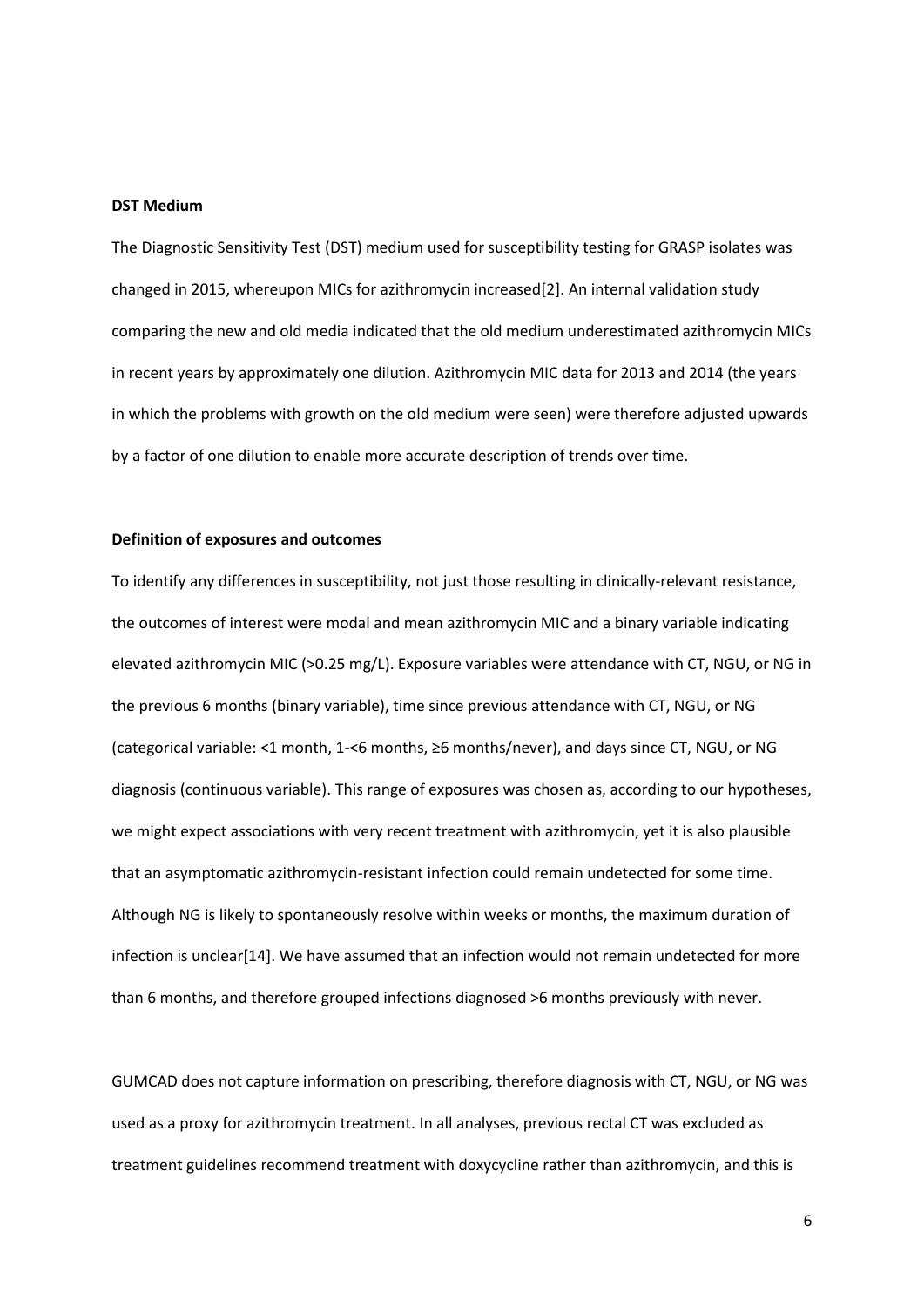**DST Medium**

The Diagnostic Sensitivity Test (DST) medium used for susceptibility testing for GRASP isolates was changed in 2015, whereupon MICs for azithromycin increased[2]. An internal validation study comparing the new and old media indicated that the old medium underestimated azithromycin MICs in recent years by approximately one dilution. Azithromycin MIC data for 2013 and 2014 (the years in which the problems with growth on the old medium were seen) were therefore adjusted upwards by a factor of one dilution to enable more accurate description of trends over time.

**Definition of exposures and outcomes**

To identify any differences in susceptibility, not just those resulting in clinically-relevant resistance, the outcomes of interest were modal and mean azithromycin MIC and a binary variable indicating elevated azithromycin MIC (>0.25 mg/L). Exposure variables were attendance with CT, NGU, or NG in the previous 6 months (binary variable), time since previous attendance with CT, NGU, or NG (categorical variable: <1 month, 1-<6 months, ≥6 months/never), and days since CT, NGU, or NG diagnosis (continuous variable). This range of exposures was chosen as, according to our hypotheses, we might expect associations with very recent treatment with azithromycin, yet it is also plausible that an asymptomatic azithromycin-resistant infection could remain undetected for some time. Although NG is likely to spontaneously resolve within weeks or months, the maximum duration of infection is unclear[14]. We have assumed that an infection would not remain undetected for more than 6 months, and therefore grouped infections diagnosed >6 months previously with never.

GUMCAD does not capture information on prescribing, therefore diagnosis with CT, NGU, or NG was used as a proxy for azithromycin treatment. In all analyses, previous rectal CT was excluded as treatment guidelines recommend treatment with doxycycline rather than azithromycin, and this is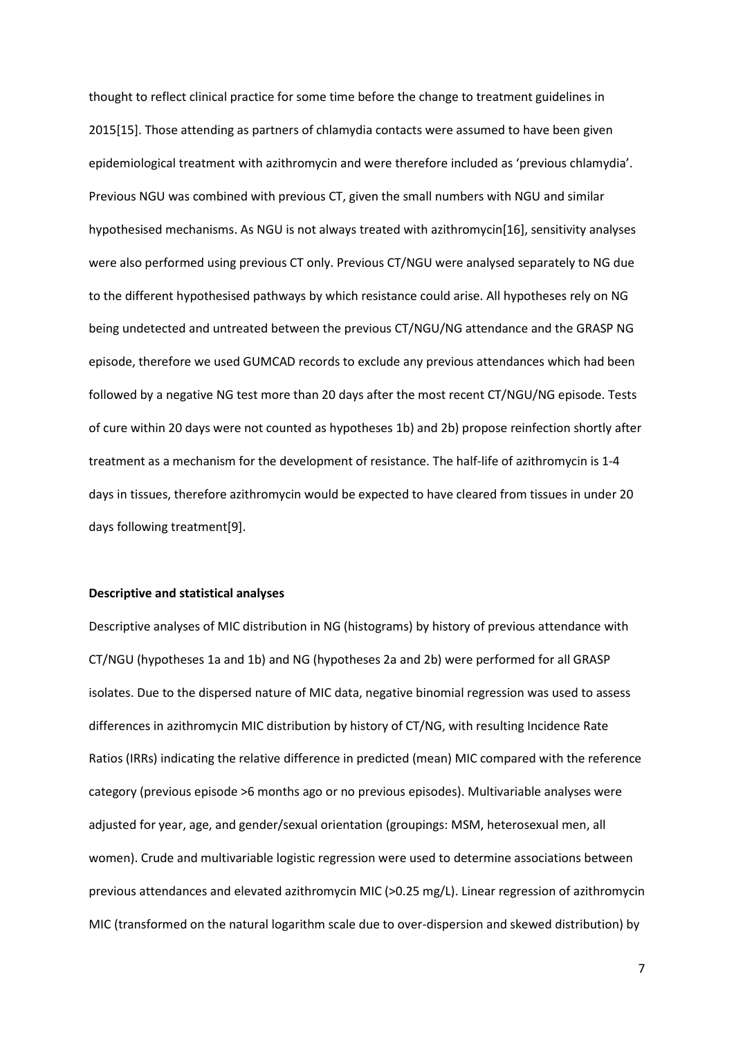thought to reflect clinical practice for some time before the change to treatment guidelines in 2015[15]. Those attending as partners of chlamydia contacts were assumed to have been given epidemiological treatment with azithromycin and were therefore included as 'previous chlamydia'. Previous NGU was combined with previous CT, given the small numbers with NGU and similar hypothesised mechanisms. As NGU is not always treated with azithromycin[16], sensitivity analyses were also performed using previous CT only. Previous CT/NGU were analysed separately to NG due to the different hypothesised pathways by which resistance could arise. All hypotheses rely on NG being undetected and untreated between the previous CT/NGU/NG attendance and the GRASP NG episode, therefore we used GUMCAD records to exclude any previous attendances which had been followed by a negative NG test more than 20 days after the most recent CT/NGU/NG episode. Tests of cure within 20 days were not counted as hypotheses 1b) and 2b) propose reinfection shortly after treatment as a mechanism for the development of resistance. The half-life of azithromycin is 1-4 days in tissues, therefore azithromycin would be expected to have cleared from tissues in under 20 days following treatment[9].

**Descriptive and statistical analyses**

Descriptive analyses of MIC distribution in NG (histograms) by history of previous attendance with CT/NGU (hypotheses 1a and 1b) and NG (hypotheses 2a and 2b) were performed for all GRASP isolates. Due to the dispersed nature of MIC data, negative binomial regression was used to assess differences in azithromycin MIC distribution by history of CT/NG, with resulting Incidence Rate Ratios (IRRs) indicating the relative difference in predicted (mean) MIC compared with the reference category (previous episode >6 months ago or no previous episodes). Multivariable analyses were adjusted for year, age, and gender/sexual orientation (groupings: MSM, heterosexual men, all women). Crude and multivariable logistic regression were used to determine associations between previous attendances and elevated azithromycin MIC (>0.25 mg/L). Linear regression of azithromycin MIC (transformed on the natural logarithm scale due to over-dispersion and skewed distribution) by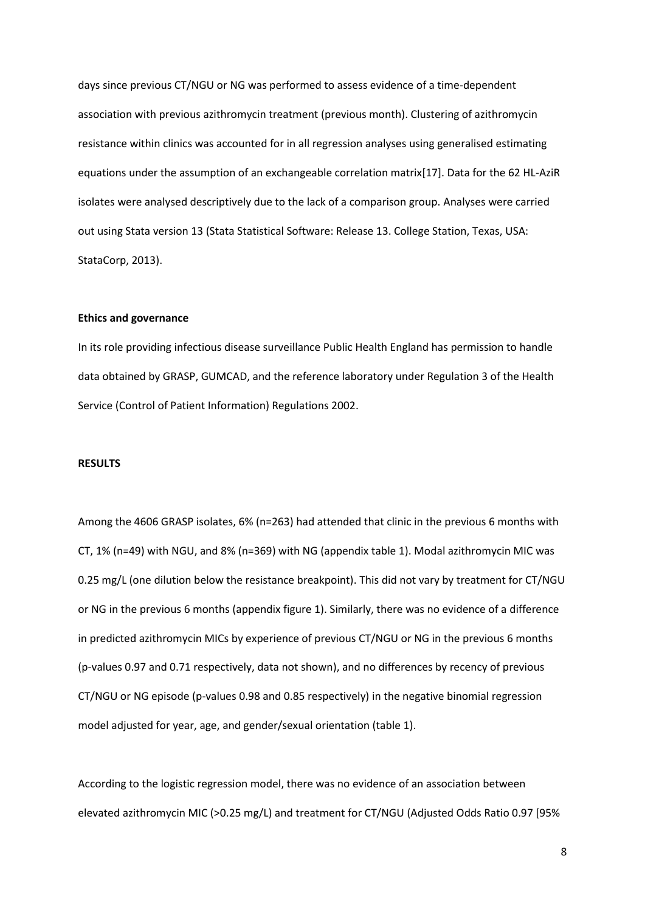days since previous CT/NGU or NG was performed to assess evidence of a time-dependent association with previous azithromycin treatment (previous month). Clustering of azithromycin resistance within clinics was accounted for in all regression analyses using generalised estimating equations under the assumption of an exchangeable correlation matrix[17]. Data for the 62 HL-AziR isolates were analysed descriptively due to the lack of a comparison group. Analyses were carried out using Stata version 13 (Stata Statistical Software: Release 13. College Station, Texas, USA: StataCorp, 2013).

**Ethics and governance**

In its role providing infectious disease surveillance Public Health England has permission to handle data obtained by GRASP, GUMCAD, and the reference laboratory under Regulation 3 of the Health Service (Control of Patient Information) Regulations 2002.

**RESULTS**

Among the 4606 GRASP isolates, 6% (n=263) had attended that clinic in the previous 6 months with CT, 1% (n=49) with NGU, and 8% (n=369) with NG (appendix table 1). Modal azithromycin MIC was 0.25 mg/L (one dilution below the resistance breakpoint). This did not vary by treatment for CT/NGU or NG in the previous 6 months (appendix figure 1). Similarly, there was no evidence of a difference in predicted azithromycin MICs by experience of previous CT/NGU or NG in the previous 6 months (p-values 0.97 and 0.71 respectively, data not shown), and no differences by recency of previous CT/NGU or NG episode (p-values 0.98 and 0.85 respectively) in the negative binomial regression model adjusted for year, age, and gender/sexual orientation (table 1).

According to the logistic regression model, there was no evidence of an association between elevated azithromycin MIC (>0.25 mg/L) and treatment for CT/NGU (Adjusted Odds Ratio 0.97 [95%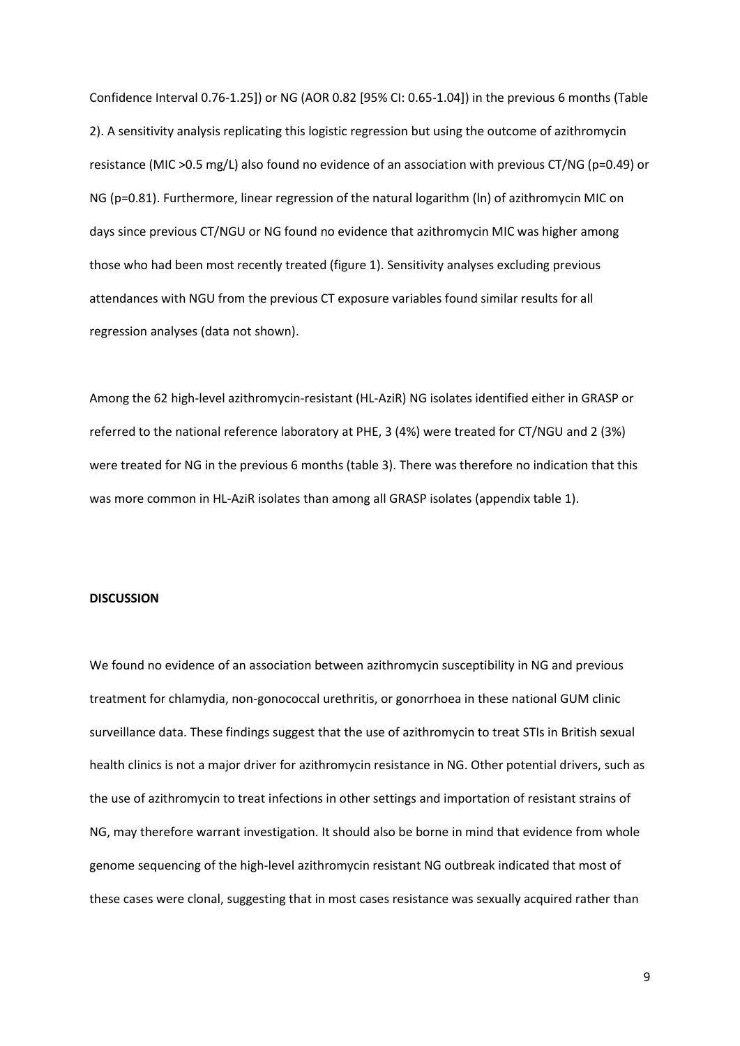Confidence Interval 0.76-1.25]) or NG (AOR 0.82 [95% CI: 0.65-1.04]) in the previous 6 months (Table 2). A sensitivity analysis replicating this logistic regression but using the outcome of azithromycin resistance (MIC >0.5 mg/L) also found no evidence of an association with previous CT/NG (p=0.49) or NG (p=0.81). Furthermore, linear regression of the natural logarithm (ln) of azithromycin MIC on days since previous CT/NGU or NG found no evidence that azithromycin MIC was higher among those who had been most recently treated (figure 1). Sensitivity analyses excluding previous attendances with NGU from the previous CT exposure variables found similar results for all regression analyses (data not shown).

Among the 62 high-level azithromycin-resistant (HL-AziR) NG isolates identified either in GRASP or referred to the national reference laboratory at PHE, 3 (4%) were treated for CT/NGU and 2 (3%) were treated for NG in the previous 6 months (table 3). There was therefore no indication that this was more common in HL-AziR isolates than among all GRASP isolates (appendix table 1).

## DISCUSSION

We found no evidence of an association between azithromycin susceptibility in NG and previous treatment for chlamydia, non-gonococcal urethritis, or gonorrhoea in these national GUM clinic surveillance data. These findings suggest that the use of azithromycin to treat STIs in British sexual health clinics is not a major driver for azithromycin resistance in NG. Other potential drivers, such as the use of azithromycin to treat infections in other settings and importation of resistant strains of NG, may therefore warrant investigation. It should also be borne in mind that evidence from whole genome sequencing of the high-level azithromycin resistant NG outbreak indicated that most of these cases were clonal, suggesting that in most cases resistance was sexually acquired rather than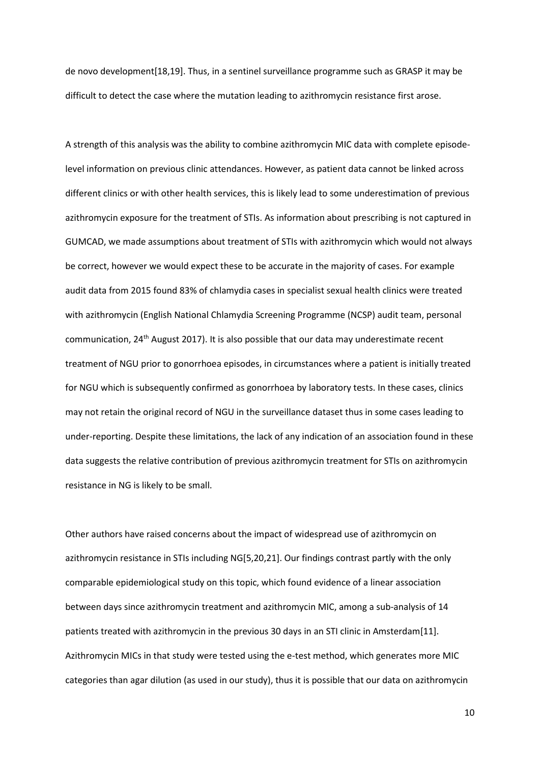de novo development[18,19]. Thus, in a sentinel surveillance programme such as GRASP it may be difficult to detect the case where the mutation leading to azithromycin resistance first arose.

A strength of this analysis was the ability to combine azithromycin MIC data with complete episode-level information on previous clinic attendances. However, as patient data cannot be linked across different clinics or with other health services, this is likely lead to some underestimation of previous azithromycin exposure for the treatment of STIs. As information about prescribing is not captured in GUMCAD, we made assumptions about treatment of STIs with azithromycin which would not always be correct, however we would expect these to be accurate in the majority of cases. For example audit data from 2015 found 83% of chlamydia cases in specialist sexual health clinics were treated with azithromycin (English National Chlamydia Screening Programme (NCSP) audit team, personal communication, 24th August 2017). It is also possible that our data may underestimate recent treatment of NGU prior to gonorrhoea episodes, in circumstances where a patient is initially treated for NGU which is subsequently confirmed as gonorrhoea by laboratory tests. In these cases, clinics may not retain the original record of NGU in the surveillance dataset thus in some cases leading to under-reporting. Despite these limitations, the lack of any indication of an association found in these data suggests the relative contribution of previous azithromycin treatment for STIs on azithromycin resistance in NG is likely to be small.

Other authors have raised concerns about the impact of widespread use of azithromycin on azithromycin resistance in STIs including NG[5,20,21]. Our findings contrast partly with the only comparable epidemiological study on this topic, which found evidence of a linear association between days since azithromycin treatment and azithromycin MIC, among a sub-analysis of 14 patients treated with azithromycin in the previous 30 days in an STI clinic in Amsterdam[11]. Azithromycin MICs in that study were tested using the e-test method, which generates more MIC categories than agar dilution (as used in our study), thus it is possible that our data on azithromycin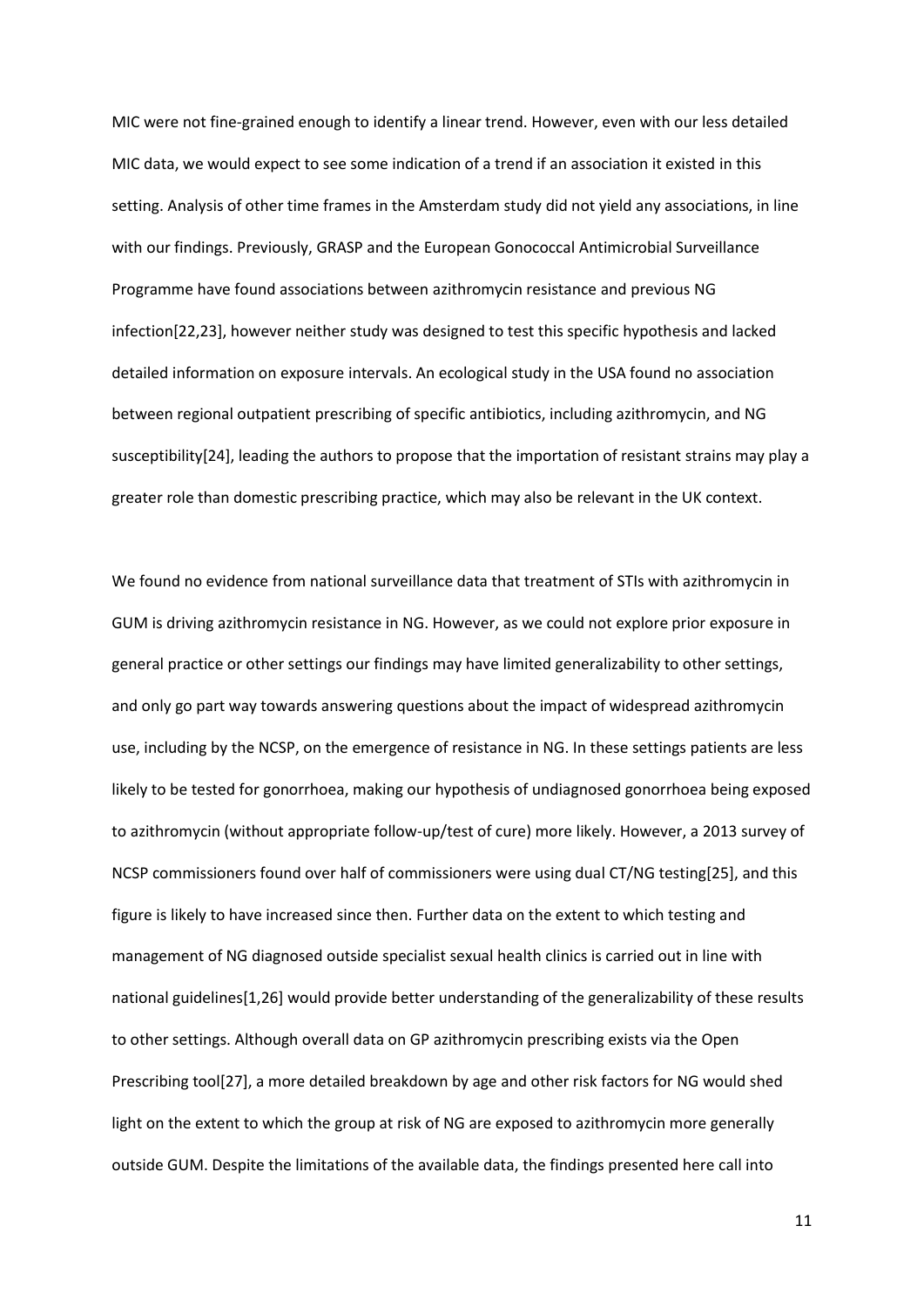MIC were not fine-grained enough to identify a linear trend. However, even with our less detailed MIC data, we would expect to see some indication of a trend if an association it existed in this setting. Analysis of other time frames in the Amsterdam study did not yield any associations, in line with our findings. Previously, GRASP and the European Gonococcal Antimicrobial Surveillance Programme have found associations between azithromycin resistance and previous NG infection[22,23], however neither study was designed to test this specific hypothesis and lacked detailed information on exposure intervals. An ecological study in the USA found no association between regional outpatient prescribing of specific antibiotics, including azithromycin, and NG susceptibility[24], leading the authors to propose that the importation of resistant strains may play a greater role than domestic prescribing practice, which may also be relevant in the UK context.

We found no evidence from national surveillance data that treatment of STIs with azithromycin in GUM is driving azithromycin resistance in NG. However, as we could not explore prior exposure in general practice or other settings our findings may have limited generalizability to other settings, and only go part way towards answering questions about the impact of widespread azithromycin use, including by the NCSP, on the emergence of resistance in NG. In these settings patients are less likely to be tested for gonorrhoea, making our hypothesis of undiagnosed gonorrhoea being exposed to azithromycin (without appropriate follow-up/test of cure) more likely. However, a 2013 survey of NCSP commissioners found over half of commissioners were using dual CT/NG testing[25], and this figure is likely to have increased since then. Further data on the extent to which testing and management of NG diagnosed outside specialist sexual health clinics is carried out in line with national guidelines[1,26] would provide better understanding of the generalizability of these results to other settings. Although overall data on GP azithromycin prescribing exists via the Open Prescribing tool[27], a more detailed breakdown by age and other risk factors for NG would shed light on the extent to which the group at risk of NG are exposed to azithromycin more generally outside GUM. Despite the limitations of the available data, the findings presented here call into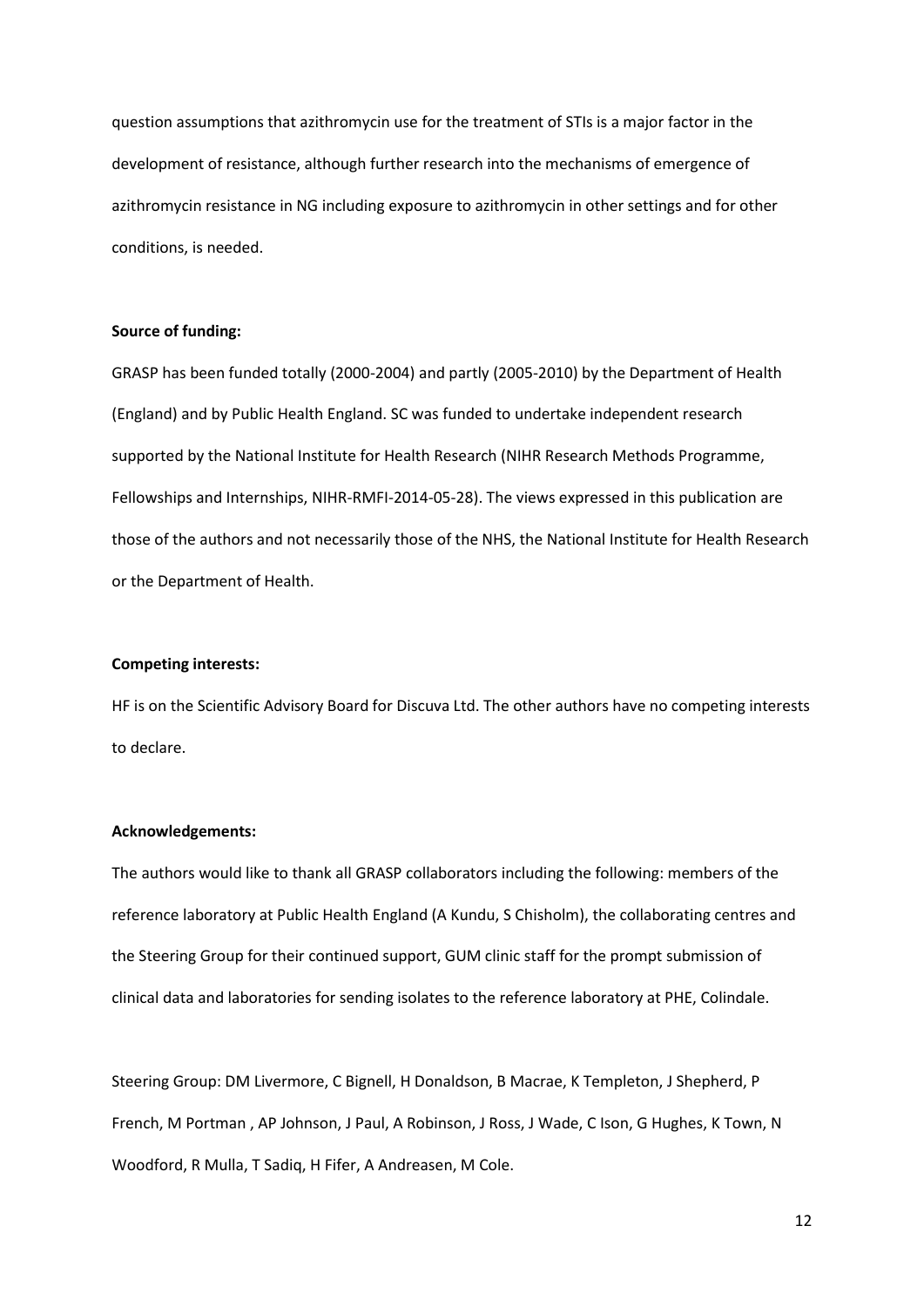question assumptions that azithromycin use for the treatment of STIs is a major factor in the development of resistance, although further research into the mechanisms of emergence of azithromycin resistance in NG including exposure to azithromycin in other settings and for other conditions, is needed.

**Source of funding:**

GRASP has been funded totally (2000-2004) and partly (2005-2010) by the Department of Health (England) and by Public Health England. SC was funded to undertake independent research supported by the National Institute for Health Research (NIHR Research Methods Programme, Fellowships and Internships, NIHR-RMFI-2014-05-28). The views expressed in this publication are those of the authors and not necessarily those of the NHS, the National Institute for Health Research or the Department of Health.

**Competing interests:**

HF is on the Scientific Advisory Board for Discuva Ltd. The other authors have no competing interests to declare.

**Acknowledgements:**

The authors would like to thank all GRASP collaborators including the following: members of the reference laboratory at Public Health England (A Kundu, S Chisholm), the collaborating centres and the Steering Group for their continued support, GUM clinic staff for the prompt submission of clinical data and laboratories for sending isolates to the reference laboratory at PHE, Colindale.

Steering Group: DM Livermore, C Bignell, H Donaldson, B Macrae, K Templeton, J Shepherd, P French, M Portman , AP Johnson, J Paul, A Robinson, J Ross, J Wade, C Ison, G Hughes, K Town, N Woodford, R Mulla, T Sadiq, H Fifer, A Andreasen, M Cole.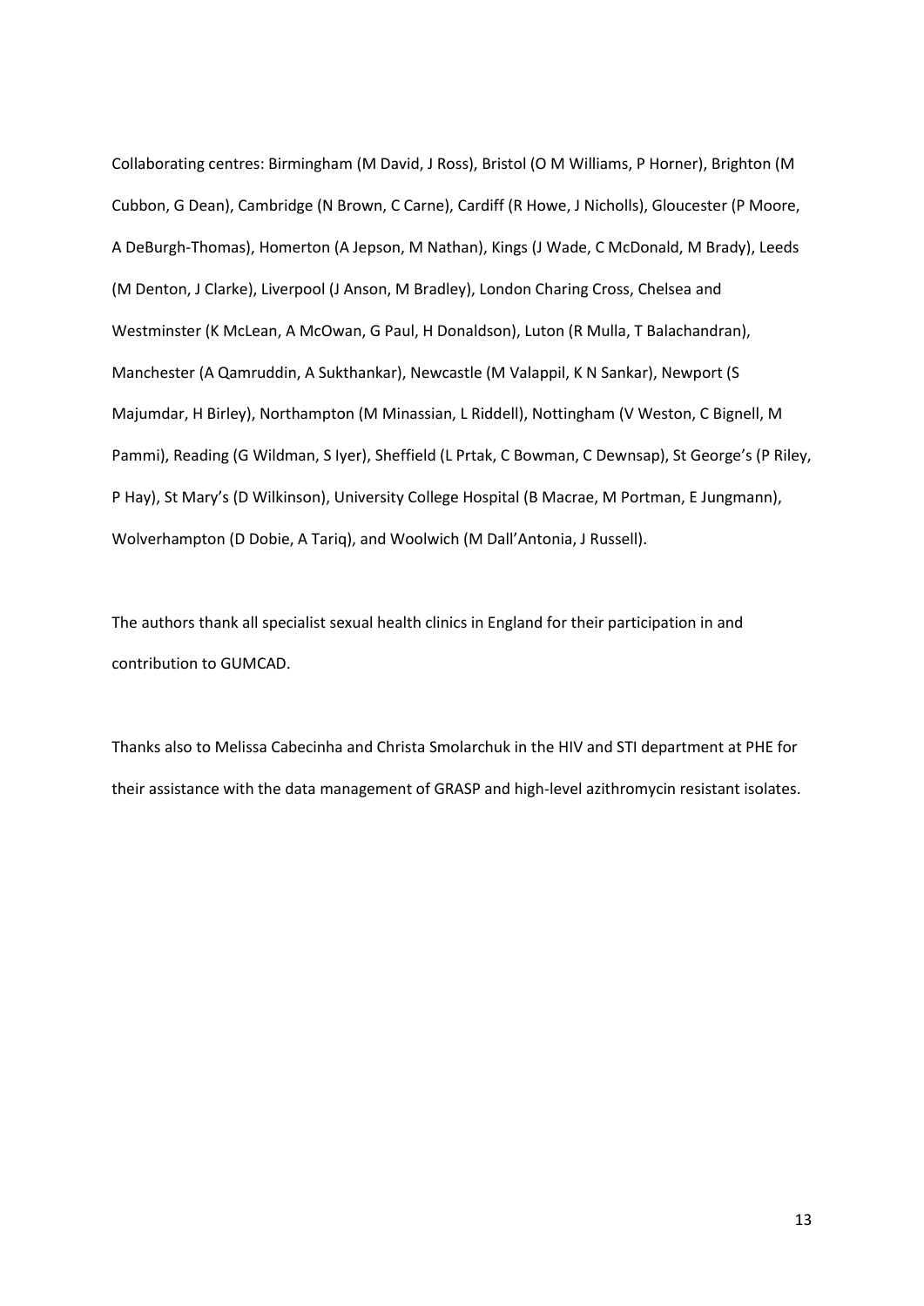Collaborating centres: Birmingham (M David, J Ross), Bristol (O M Williams, P Horner), Brighton (M Cubbon, G Dean), Cambridge (N Brown, C Carne), Cardiff (R Howe, J Nicholls), Gloucester (P Moore, A DeBurgh-Thomas), Homerton (A Jepson, M Nathan), Kings (J Wade, C McDonald, M Brady), Leeds (M Denton, J Clarke), Liverpool (J Anson, M Bradley), London Charing Cross, Chelsea and Westminster (K McLean, A McOwan, G Paul, H Donaldson), Luton (R Mulla, T Balachandran), Manchester (A Qamruddin, A Sukthankar), Newcastle (M Valappil, K N Sankar), Newport (S Majumdar, H Birley), Northampton (M Minassian, L Riddell), Nottingham (V Weston, C Bignell, M Pammi), Reading (G Wildman, S Iyer), Sheffield (L Prtak, C Bowman, C Dewnsap), St George's (P Riley, P Hay), St Mary's (D Wilkinson), University College Hospital (B Macrae, M Portman, E Jungmann), Wolverhampton (D Dobie, A Tariq), and Woolwich (M Dall'Antonia, J Russell).

The authors thank all specialist sexual health clinics in England for their participation in and contribution to GUMCAD.

Thanks also to Melissa Cabecinha and Christa Smolarchuk in the HIV and STI department at PHE for their assistance with the data management of GRASP and high-level azithromycin resistant isolates.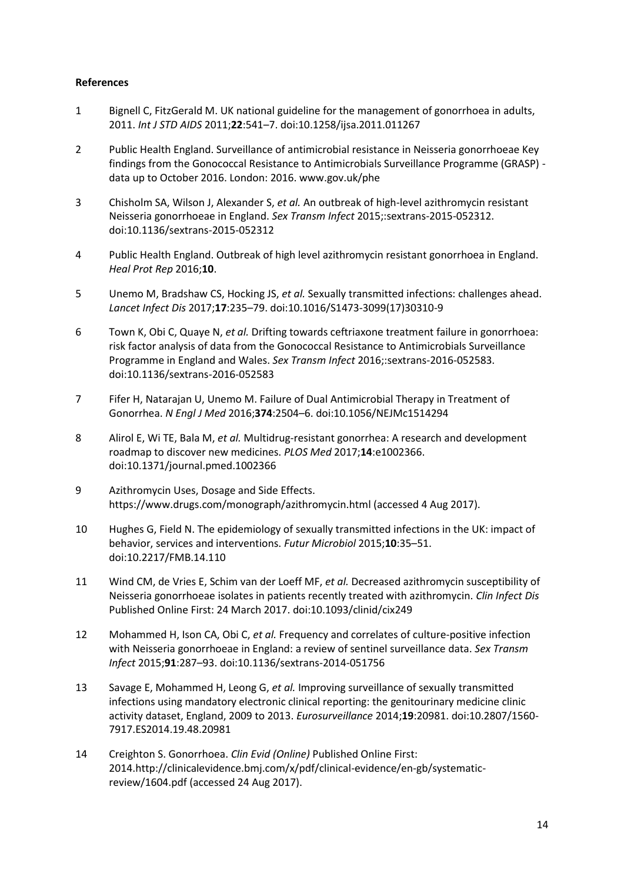**References**

1 Bignell C, FitzGerald M. UK national guideline for the management of gonorrhoea in adults, 2011. *Int J STD AIDS* 2011;**22**:541–7. doi:10.1258/ijsa.2011.011267

2 Public Health England. Surveillance of antimicrobial resistance in Neisseria gonorrhoeae Key findings from the Gonococcal Resistance to Antimicrobials Surveillance Programme (GRASP) - data up to October 2016. London: 2016. www.gov.uk/phe

3 Chisholm SA, Wilson J, Alexander S, *et al.* An outbreak of high-level azithromycin resistant Neisseria gonorrhoeae in England. *Sex Transm Infect* 2015;:sextrans-2015-052312. doi:10.1136/sextrans-2015-052312

4 Public Health England. Outbreak of high level azithromycin resistant gonorrhoea in England. *Heal Prot Rep* 2016;**10**.

5 Unemo M, Bradshaw CS, Hocking JS, *et al.* Sexually transmitted infections: challenges ahead. *Lancet Infect Dis* 2017;**17**:235–79. doi:10.1016/S1473-3099(17)30310-9

6 Town K, Obi C, Quaye N, *et al.* Drifting towards ceftriaxone treatment failure in gonorrhoea: risk factor analysis of data from the Gonococcal Resistance to Antimicrobials Surveillance Programme in England and Wales. *Sex Transm Infect* 2016;:sextrans-2016-052583. doi:10.1136/sextrans-2016-052583

7 Fifer H, Natarajan U, Unemo M. Failure of Dual Antimicrobial Therapy in Treatment of Gonorrhea. *N Engl J Med* 2016;**374**:2504–6. doi:10.1056/NEJMc1514294

8 Alirol E, Wi TE, Bala M, *et al.* Multidrug-resistant gonorrhea: A research and development roadmap to discover new medicines. *PLOS Med* 2017;**14**:e1002366. doi:10.1371/journal.pmed.1002366

9 Azithromycin Uses, Dosage and Side Effects. https://www.drugs.com/monograph/azithromycin.html (accessed 4 Aug 2017).

10 Hughes G, Field N. The epidemiology of sexually transmitted infections in the UK: impact of behavior, services and interventions. *Futur Microbiol* 2015;**10**:35–51. doi:10.2217/FMB.14.110

11 Wind CM, de Vries E, Schim van der Loeff MF, *et al.* Decreased azithromycin susceptibility of Neisseria gonorrhoeae isolates in patients recently treated with azithromycin. *Clin Infect Dis* Published Online First: 24 March 2017. doi:10.1093/clinid/cix249

12 Mohammed H, Ison CA, Obi C, *et al.* Frequency and correlates of culture-positive infection with Neisseria gonorrhoeae in England: a review of sentinel surveillance data. *Sex Transm Infect* 2015;**91**:287–93. doi:10.1136/sextrans-2014-051756

13 Savage E, Mohammed H, Leong G, *et al.* Improving surveillance of sexually transmitted infections using mandatory electronic clinical reporting: the genitourinary medicine clinic activity dataset, England, 2009 to 2013. *Eurosurveillance* 2014;**19**:20981. doi:10.2807/1560-7917.ES2014.19.48.20981

14 Creighton S. Gonorrhoea. *Clin Evid (Online)* Published Online First: 2014.http://clinicalevidence.bmj.com/x/pdf/clinical-evidence/en-gb/systematic-review/1604.pdf (accessed 24 Aug 2017).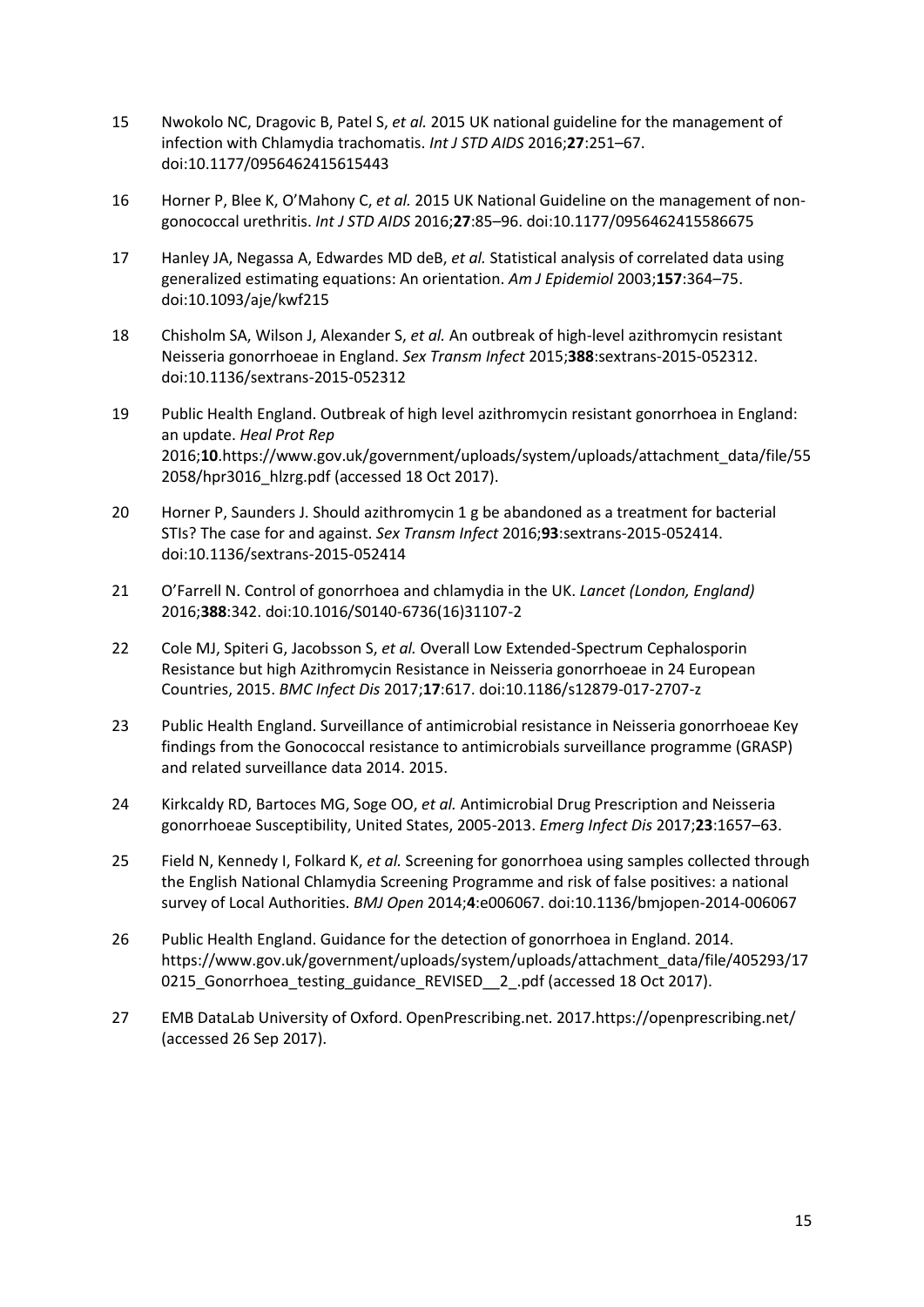15 Nwokolo NC, Dragovic B, Patel S, *et al.* 2015 UK national guideline for the management of infection with Chlamydia trachomatis. *Int J STD AIDS* 2016;**27**:251–67. doi:10.1177/0956462415615443

16 Horner P, Blee K, O'Mahony C, *et al.* 2015 UK National Guideline on the management of non-gonococcal urethritis. *Int J STD AIDS* 2016;**27**:85–96. doi:10.1177/0956462415586675

17 Hanley JA, Negassa A, Edwardes MD deB, *et al.* Statistical analysis of correlated data using generalized estimating equations: An orientation. *Am J Epidemiol* 2003;**157**:364–75. doi:10.1093/aje/kwf215

18 Chisholm SA, Wilson J, Alexander S, *et al.* An outbreak of high-level azithromycin resistant Neisseria gonorrhoeae in England. *Sex Transm Infect* 2015;**388**:sextrans-2015-052312. doi:10.1136/sextrans-2015-052312

19 Public Health England. Outbreak of high level azithromycin resistant gonorrhoea in England: an update. *Heal Prot Rep* 2016;**10**.https://www.gov.uk/government/uploads/system/uploads/attachment_data/file/552058/hpr3016_hlzrg.pdf (accessed 18 Oct 2017).

20 Horner P, Saunders J. Should azithromycin 1 g be abandoned as a treatment for bacterial STIs? The case for and against. *Sex Transm Infect* 2016;**93**:sextrans-2015-052414. doi:10.1136/sextrans-2015-052414

21 O'Farrell N. Control of gonorrhoea and chlamydia in the UK. *Lancet (London, England)* 2016;**388**:342. doi:10.1016/S0140-6736(16)31107-2

22 Cole MJ, Spiteri G, Jacobsson S, *et al.* Overall Low Extended-Spectrum Cephalosporin Resistance but high Azithromycin Resistance in Neisseria gonorrhoeae in 24 European Countries, 2015. *BMC Infect Dis* 2017;**17**:617. doi:10.1186/s12879-017-2707-z

23 Public Health England. Surveillance of antimicrobial resistance in Neisseria gonorrhoeae Key findings from the Gonococcal resistance to antimicrobials surveillance programme (GRASP) and related surveillance data 2014. 2015.

24 Kirkcaldy RD, Bartoces MG, Soge OO, *et al.* Antimicrobial Drug Prescription and Neisseria gonorrhoeae Susceptibility, United States, 2005-2013. *Emerg Infect Dis* 2017;**23**:1657–63.

25 Field N, Kennedy I, Folkard K, *et al.* Screening for gonorrhoea using samples collected through the English National Chlamydia Screening Programme and risk of false positives: a national survey of Local Authorities. *BMJ Open* 2014;**4**:e006067. doi:10.1136/bmjopen-2014-006067

26 Public Health England. Guidance for the detection of gonorrhoea in England. 2014. https://www.gov.uk/government/uploads/system/uploads/attachment_data/file/405293/170215_Gonorrhoea_testing_guidance_REVISED__2_.pdf (accessed 18 Oct 2017).

27 EMB DataLab University of Oxford. OpenPrescribing.net. 2017.https://openprescribing.net/ (accessed 26 Sep 2017).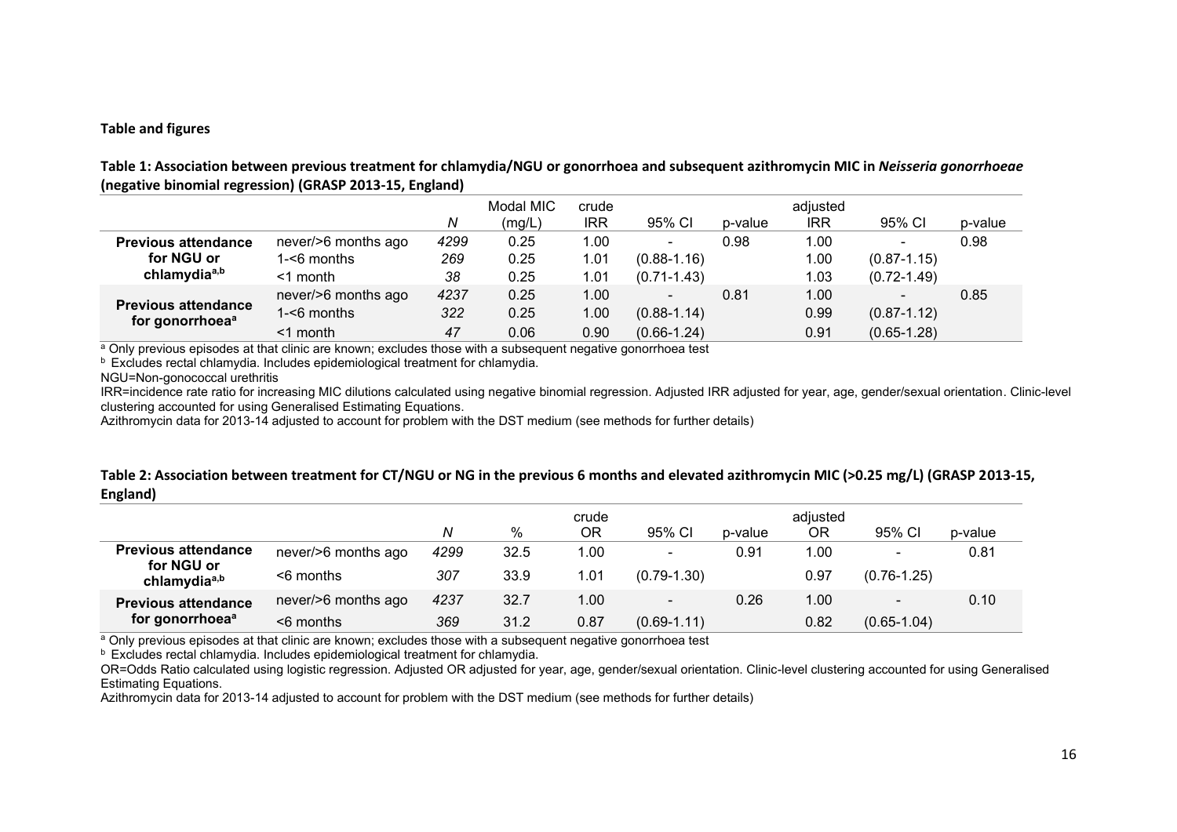**Table and figures**

**Table 1: Association between previous treatment for chlamydia/NGU or gonorrhoea and subsequent azithromycin MIC in *Neisseria gonorrhoeae* (negative binomial regression) (GRASP 2013-15, England)**

| | | *N* | Modal MIC (mg/L) | crude IRR | 95% CI | p-value | adjusted IRR | 95% CI | p-value |
|---|---|---|---|---|---|---|---|---|---|
| **Previous attendance for NGU or chlamydia[a,b]** | never/>6 months ago | *4299* | 0.25 | 1.00 | - | 0.98 | 1.00 | - | 0.98 |
| | 1-<6 months | *269* | 0.25 | 1.01 | (0.88-1.16) | | 1.00 | (0.87-1.15) | |
| | <1 month | *38* | 0.25 | 1.01 | (0.71-1.43) | | 1.03 | (0.72-1.49) | |
| **Previous attendance for gonorrhoea[a]** | never/>6 months ago | *4237* | 0.25 | 1.00 | - | 0.81 | 1.00 | - | 0.85 |
| | 1-<6 months | *322* | 0.25 | 1.00 | (0.88-1.14) | | 0.99 | (0.87-1.12) | |
| | <1 month | *47* | 0.06 | 0.90 | (0.66-1.24) | | 0.91 | (0.65-1.28) | |

[a] Only previous episodes at that clinic are known; excludes those with a subsequent negative gonorrhoea test

[b] Excludes rectal chlamydia. Includes epidemiological treatment for chlamydia.

NGU=Non-gonococcal urethritis

IRR=incidence rate ratio for increasing MIC dilutions calculated using negative binomial regression. Adjusted IRR adjusted for year, age, gender/sexual orientation. Clinic-level clustering accounted for using Generalised Estimating Equations.

Azithromycin data for 2013-14 adjusted to account for problem with the DST medium (see methods for further details)

**Table 2: Association between treatment for CT/NGU or NG in the previous 6 months and elevated azithromycin MIC (>0.25 mg/L) (GRASP 2013-15, England)**

| | | *N* | % | crude OR | 95% CI | p-value | adjusted OR | 95% CI | p-value |
|---|---|---|---|---|---|---|---|---|---|
| **Previous attendance for NGU or chlamydia[a,b]** | never/>6 months ago | *4299* | 32.5 | 1.00 | - | 0.91 | 1.00 | - | 0.81 |
| | <6 months | *307* | 33.9 | 1.01 | (0.79-1.30) | | 0.97 | (0.76-1.25) | |
| **Previous attendance for gonorrhoea[a]** | never/>6 months ago | *4237* | 32.7 | 1.00 | - | 0.26 | 1.00 | - | 0.10 |
| | <6 months | *369* | 31.2 | 0.87 | (0.69-1.11) | | 0.82 | (0.65-1.04) | |

[a] Only previous episodes at that clinic are known; excludes those with a subsequent negative gonorrhoea test

[b] Excludes rectal chlamydia. Includes epidemiological treatment for chlamydia.

OR=Odds Ratio calculated using logistic regression. Adjusted OR adjusted for year, age, gender/sexual orientation. Clinic-level clustering accounted for using Generalised Estimating Equations.

Azithromycin data for 2013-14 adjusted to account for problem with the DST medium (see methods for further details)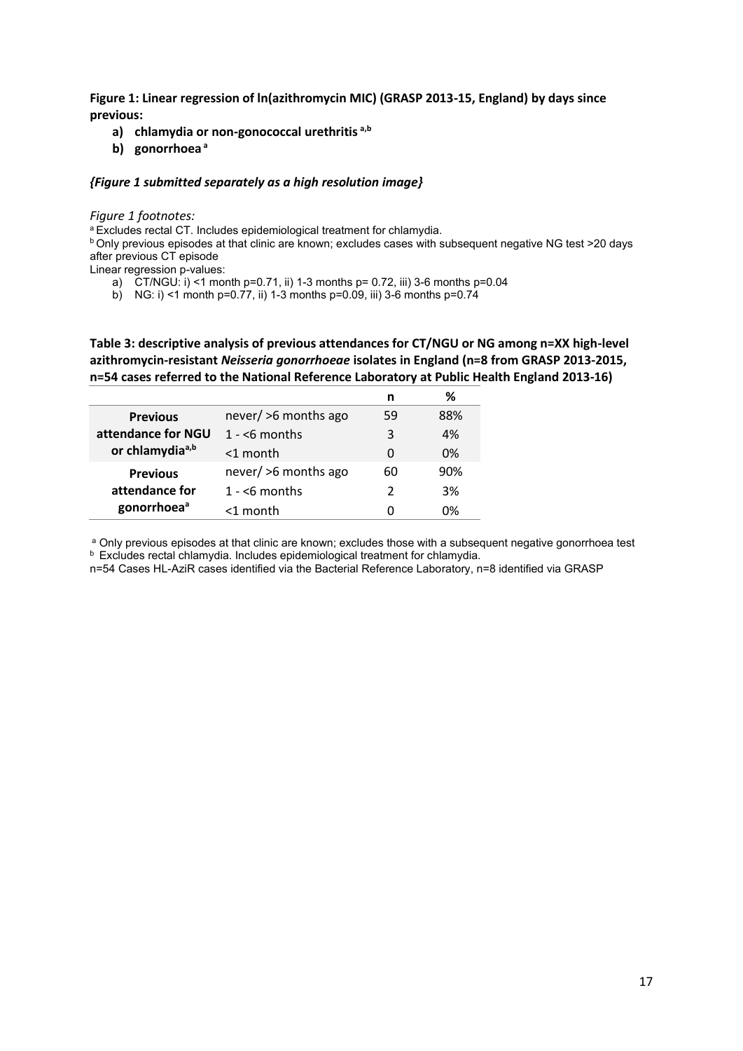**Figure 1: Linear regression of ln(azithromycin MIC) (GRASP 2013-15, England) by days since previous:**

- **a) chlamydia or non-gonococcal urethritis [a,b]**
- **b) gonorrhoea [a]**

***{Figure 1 submitted separately as a high resolution image}***

*Figure 1 footnotes:*

[a] Excludes rectal CT. Includes epidemiological treatment for chlamydia.

[b] Only previous episodes at that clinic are known; excludes cases with subsequent negative NG test >20 days after previous CT episode

Linear regression p-values:

a) CT/NGU: i) <1 month p=0.71, ii) 1-3 months p= 0.72, iii) 3-6 months p=0.04

b) NG: i) <1 month p=0.77, ii) 1-3 months p=0.09, iii) 3-6 months p=0.74

**Table 3: descriptive analysis of previous attendances for CT/NGU or NG among n=XX high-level azithromycin-resistant *Neisseria gonorrhoeae* isolates in England (n=8 from GRASP 2013-2015, n=54 cases referred to the National Reference Laboratory at Public Health England 2013-16)**

| | | n | % |
|---|---|---|---|
| **Previous attendance for NGU or chlamydia[a,b]** | never/ >6 months ago | 59 | 88% |
| | 1 - <6 months | 3 | 4% |
| | <1 month | 0 | 0% |
| **Previous attendance for gonorrhoea[a]** | never/ >6 months ago | 60 | 90% |
| | 1 - <6 months | 2 | 3% |
| | <1 month | 0 | 0% |

[a] Only previous episodes at that clinic are known; excludes those with a subsequent negative gonorrhoea test

[b] Excludes rectal chlamydia. Includes epidemiological treatment for chlamydia.

n=54 Cases HL-AziR cases identified via the Bacterial Reference Laboratory, n=8 identified via GRASP